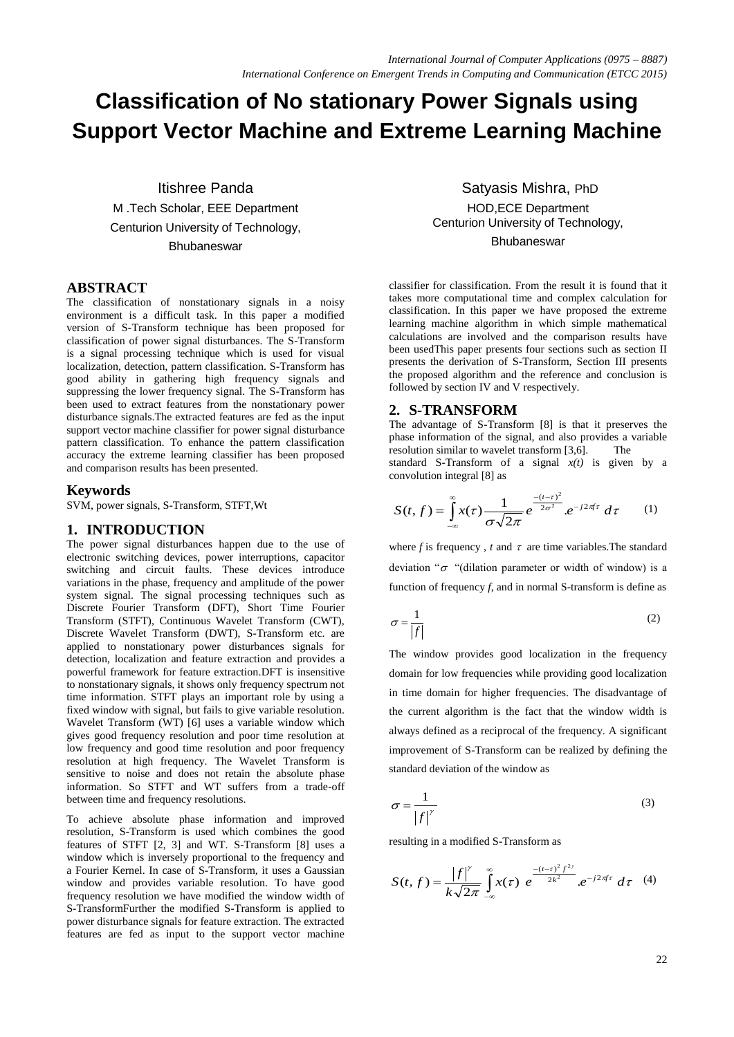# Classification of No stationary Power Signals using Support Vector Machine and Extreme Learning Machine

Itishree Panda
M .Tech Scholar, EEE Department
Centurion University of Technology,
Bhubaneswar

Satyasis Mishra, PhD
HOD,ECE Department
Centurion University of Technology,
Bhubaneswar

## ABSTRACT

The classification of nonstationary signals in a noisy environment is a difficult task. In this paper a modified version of S-Transform technique has been proposed for classification of power signal disturbances. The S-Transform is a signal processing technique which is used for visual localization, detection, pattern classification. S-Transform has good ability in gathering high frequency signals and suppressing the lower frequency signal. The S-Transform has been used to extract features from the nonstationary power disturbance signals.The extracted features are fed as the input support vector machine classifier for power signal disturbance pattern classification. To enhance the pattern classification accuracy the extreme learning classifier has been proposed and comparison results has been presented.

## Keywords

SVM, power signals, S-Transform, STFT,Wt

## 1. INTRODUCTION

The power signal disturbances happen due to the use of electronic switching devices, power interruptions, capacitor switching and circuit faults. These devices introduce variations in the phase, frequency and amplitude of the power system signal. The signal processing techniques such as Discrete Fourier Transform (DFT), Short Time Fourier Transform (STFT), Continuous Wavelet Transform (CWT), Discrete Wavelet Transform (DWT), S-Transform etc. are applied to nonstationary power disturbances signals for detection, localization and feature extraction and provides a powerful framework for feature extraction.DFT is insensitive to nonstationary signals, it shows only frequency spectrum not time information. STFT plays an important role by using a fixed window with signal, but fails to give variable resolution. Wavelet Transform (WT) [6] uses a variable window which gives good frequency resolution and poor time resolution at low frequency and good time resolution and poor frequency resolution at high frequency. The Wavelet Transform is sensitive to noise and does not retain the absolute phase information. So STFT and WT suffers from a trade-off between time and frequency resolutions.

To achieve absolute phase information and improved resolution, S-Transform is used which combines the good features of STFT [2, 3] and WT. S-Transform [8] uses a window which is inversely proportional to the frequency and a Fourier Kernel. In case of S-Transform, it uses a Gaussian window and provides variable resolution. To have good frequency resolution we have modified the window width of S-TransformFurther the modified S-Transform is applied to power disturbance signals for feature extraction. The extracted features are fed as input to the support vector machine classifier for classification. From the result it is found that it takes more computational time and complex calculation for classification. In this paper we have proposed the extreme learning machine algorithm in which simple mathematical calculations are involved and the comparison results have been usedThis paper presents four sections such as section II presents the derivation of S-Transform, Section III presents the proposed algorithm and the reference and conclusion is followed by section IV and V respectively.

## 2. S-TRANSFORM

The advantage of S-Transform [8] is that it preserves the phase information of the signal, and also provides a variable resolution similar to wavelet transform [3,6]. The standard S-Transform of a signal *x(t)* is given by a convolution integral [8] as

$$S(t,f)=\int_{-\infty}^{\infty}x(\tau)\frac{1}{\sigma\sqrt{2\pi}}e^{\frac{-(t-\tau)^2}{2\sigma^2}}.e^{-j2\pi f\tau}\,d\tau \qquad (1)$$

where *f* is frequency , *t* and $\tau$ are time variables.The standard deviation "$\sigma$ "(dilation parameter or width of window) is a function of frequency *f*, and in normal S-transform is define as

$$\sigma=\frac{1}{|f|} \qquad (2)$$

The window provides good localization in the frequency domain for low frequencies while providing good localization in time domain for higher frequencies. The disadvantage of the current algorithm is the fact that the window width is always defined as a reciprocal of the frequency. A significant improvement of S-Transform can be realized by defining the standard deviation of the window as

$$\sigma=\frac{1}{|f|^{\gamma}} \qquad (3)$$

resulting in a modified S-Transform as

$$S(t,f)=\frac{|f|^{\gamma}}{k\sqrt{2\pi}}\int_{-\infty}^{\infty}x(\tau)\;e^{\frac{-(t-\tau)^2 f^{2\gamma}}{2k^2}}.e^{-j2\pi f\tau}\,d\tau \quad (4)$$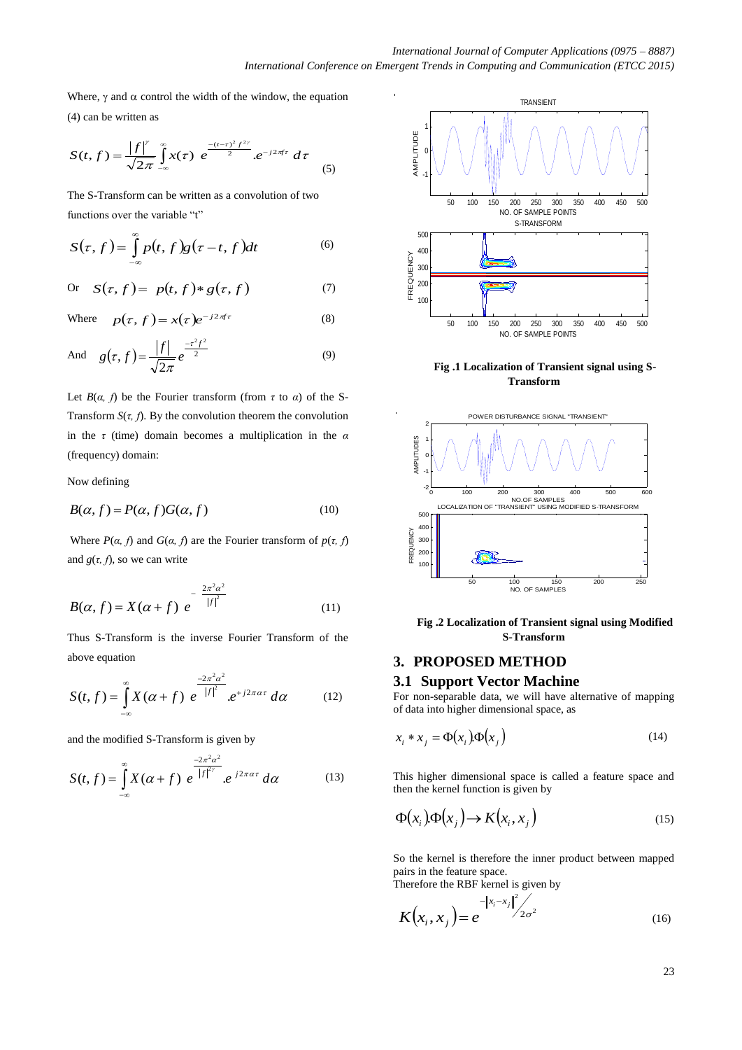Where, $\gamma$ and $\alpha$ control the width of the window, the equation (4) can be written as

$$S(t, f) = \frac{|f|^{\gamma}}{\sqrt{2\pi}} \int_{-\infty}^{\infty} x(\tau)\ e^{\frac{-(t-\tau)^2 f^{2\gamma}}{2}} . e^{-j2\pi f\tau}\ d\tau \tag{5}$$

The S-Transform can be written as a convolution of two functions over the variable "t"

$$S(\tau, f) = \int_{-\infty}^{\infty} p(t, f) g(\tau - t, f) dt \tag{6}$$

Or $\quad S(\tau, f) = p(t, f) * g(\tau, f) \qquad (7)$

Where $\quad p(\tau, f) = x(\tau) e^{-j2\pi f\tau} \qquad (8)$

And $\quad g(\tau, f) = \frac{|f|}{\sqrt{2\pi}} e^{\frac{-\tau^2 f^2}{2}} \qquad (9)$

Let $B(\alpha, f)$ be the Fourier transform (from $\tau$ to $\alpha$) of the S-Transform $S(\tau, f)$. By the convolution theorem the convolution in the $\tau$ (time) domain becomes a multiplication in the $\alpha$ (frequency) domain:

Now defining

$$B(\alpha, f) = P(\alpha, f) G(\alpha, f) \tag{10}$$

Where $P(\alpha, f)$ and $G(\alpha, f)$ are the Fourier transform of $p(\tau, f)$ and $g(\tau, f)$, so we can write

$$B(\alpha, f) = X(\alpha + f)\ e^{-\frac{2\pi^2 \alpha^2}{|f|^2}} \tag{11}$$

Thus S-Transform is the inverse Fourier Transform of the above equation

$$S(t, f) = \int_{-\infty}^{\infty} X(\alpha + f)\ e^{\frac{-2\pi^2 \alpha^2}{|f|^2}} . e^{+j2\pi\alpha\tau}\ d\alpha \tag{12}$$

and the modified S-Transform is given by

$$S(t, f) = \int_{-\infty}^{\infty} X(\alpha + f)\ e^{\frac{-2\pi^2 \alpha^2}{|f|^{2\gamma}}} . e^{j2\pi\alpha\tau}\ d\alpha \tag{13}$$

**Fig .1 Localization of Transient signal using S-Transform**

**Fig .2 Localization of Transient signal using Modified S-Transform**

## 3. PROPOSED METHOD

### 3.1 Support Vector Machine

For non-separable data, we will have alternative of mapping of data into higher dimensional space, as

$$x_i * x_j = \Phi(x_i) . \Phi(x_j) \tag{14}$$

This higher dimensional space is called a feature space and then the kernel function is given by

$$\Phi(x_i) . \Phi(x_j) \rightarrow K(x_i, x_j) \tag{15}$$

So the kernel is therefore the inner product between mapped pairs in the feature space.
Therefore the RBF kernel is given by

$$K(x_i, x_j) = e^{-\|x_i - x_j\|^2 / 2\sigma^2} \tag{16}$$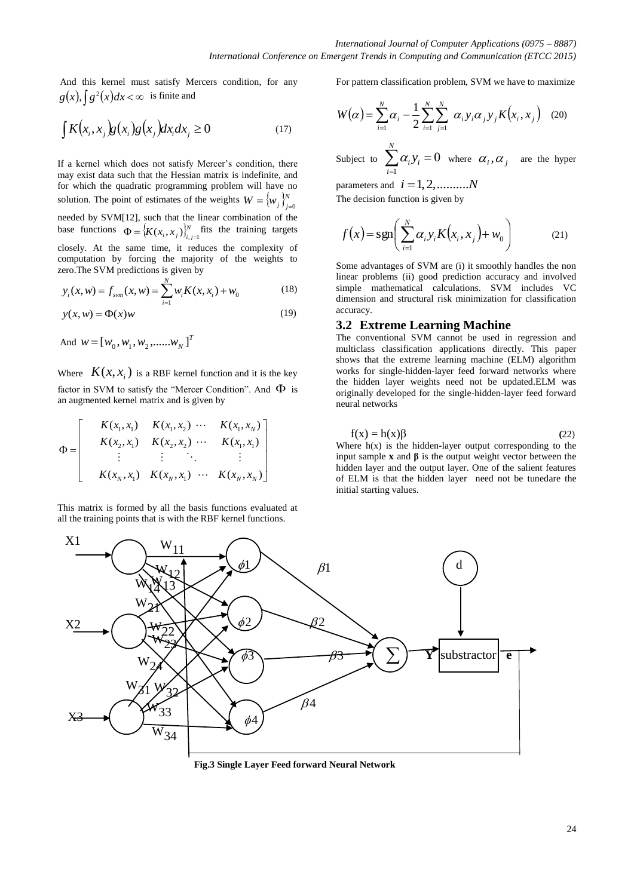And this kernel must satisfy Mercers condition, for any $g(x), \int g^2(x)dx < \infty$ is finite and

$$\int K(x_i, x_j) g(x_i) g(x_j) dx_i dx_j \geq 0 \tag{17}$$

If a kernel which does not satisfy Mercer's condition, there may exist data such that the Hessian matrix is indefinite, and for which the quadratic programming problem will have no solution. The point of estimates of the weights $W = \{w_j\}_{j=0}^N$ needed by SVM[12], such that the linear combination of the base functions $\Phi = \{K(x_i, x_j)\}_{i,j=1}^N$ fits the training targets closely. At the same time, it reduces the complexity of computation by forcing the majority of the weights to zero.The SVM predictions is given by

$$y_i(x, w) = f_{svm}(x, w) = \sum_{i=1}^N w_i K(x, x_i) + w_0 \tag{18}$$

$$y(x, w) = \Phi(x) w \tag{19}$$

And $w = [w_0, w_1, w_2, ......w_N]^T$

Where $K(x, x_i)$ is a RBF kernel function and it is the key factor in SVM to satisfy the "Mercer Condition". And $\Phi$ is an augmented kernel matrix and is given by

$$\Phi = \begin{bmatrix} K(x_1, x_1) & K(x_1, x_2) & \cdots & K(x_1, x_N) \\ K(x_2, x_1) & K(x_2, x_2) & \cdots & K(x_1, x_1) \\ \vdots & \vdots & \ddots & \vdots \\ K(x_N, x_1) & K(x_N, x_1) & \cdots & K(x_N, x_N) \end{bmatrix}$$

This matrix is formed by all the basis functions evaluated at all the training points that is with the RBF kernel functions.

For pattern classification problem, SVM we have to maximize

$$W(\alpha) = \sum_{i=1}^N \alpha_i - \frac{1}{2} \sum_{i=1}^N \sum_{j=1}^N \alpha_i y_i \alpha_j y_j K(x_i, x_j) \tag{20}$$

Subject to $\sum_{i=1}^N \alpha_i y_i = 0$ where $\alpha_i, \alpha_j$ are the hyper parameters and $i = 1, 2, ..........N$

The decision function is given by

$$f(x) = \text{sgn}\left( \sum_{i=1}^N \alpha_i y_i K(x_i, x_j) + w_0 \right) \tag{21}$$

Some advantages of SVM are (i) it smoothly handles the non linear problems (ii) good prediction accuracy and involved simple mathematical calculations. SVM includes VC dimension and structural risk minimization for classification accuracy.

### 3.2 Extreme Learning Machine

The conventional SVM cannot be used in regression and multiclass classification applications directly. This paper shows that the extreme learning machine (ELM) algorithm works for single-hidden-layer feed forward networks where the hidden layer weights need not be updated.ELM was originally developed for the single-hidden-layer feed forward neural networks

$$f(x) = h(x)\beta \tag{22}$$

Where h(x) is the hidden-layer output corresponding to the input sample **x** and **β** is the output weight vector between the hidden layer and the output layer. One of the salient features of ELM is that the hidden layer need not be tunedare the initial starting values.

**Fig.3 Single Layer Feed forward Neural Network**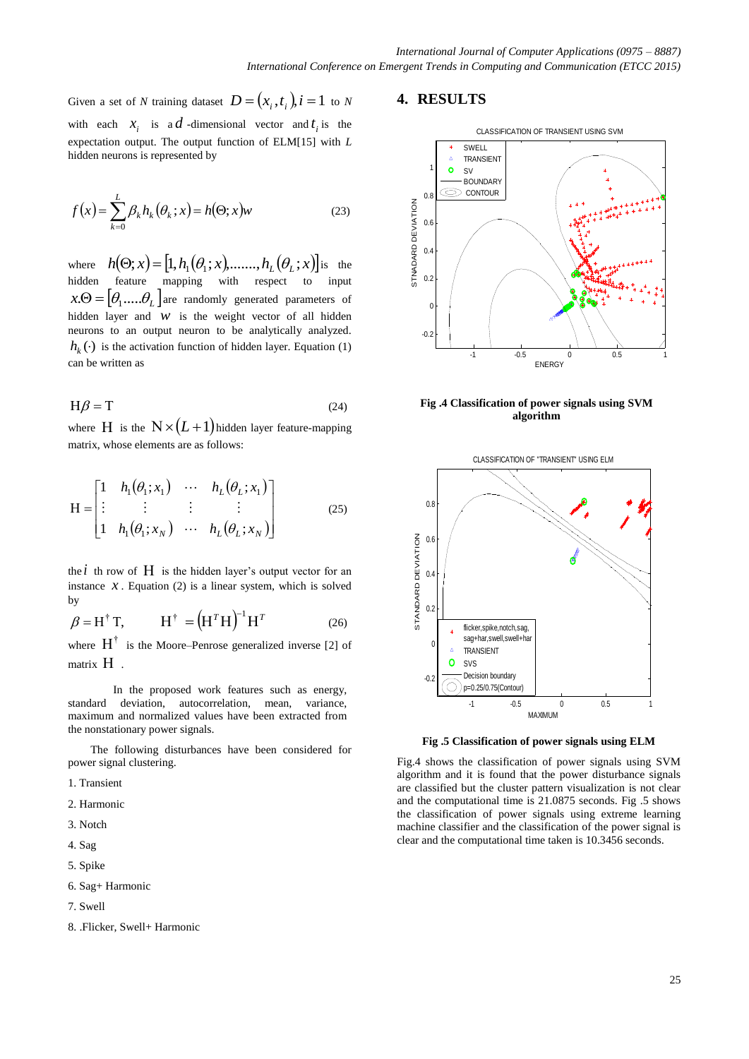Given a set of $N$ training dataset $D = (x_i, t_i), i = 1$ to $N$ with each $x_i$ is a $d$ -dimensional vector and $t_i$ is the expectation output. The output function of ELM[15] with $L$ hidden neurons is represented by

$$f(x) = \sum_{k=0}^{L} \beta_k h_k(\theta_k; x) = h(\Theta; x)w \tag{23}$$

where $h(\Theta; x) = [1, h_1(\theta_1; x), \ldots\ldots, h_L(\theta_L; x)]$ is the hidden feature mapping with respect to input $x.\Theta = [\theta_1 \ldots\ldots \theta_L]$ are randomly generated parameters of hidden layer and $w$ is the weight vector of all hidden neurons to an output neuron to be analytically analyzed. $h_k(\cdot)$ is the activation function of hidden layer. Equation (1) can be written as

$$\mathrm{H}\beta = \mathrm{T} \tag{24}$$

where $\mathrm{H}$ is the $\mathrm{N} \times (L+1)$ hidden layer feature-mapping matrix, whose elements are as follows:

$$\mathrm{H} = \begin{bmatrix} 1 & h_1(\theta_1; x_1) & \cdots & h_L(\theta_L; x_1) \\ \vdots & \vdots & \vdots & \vdots \\ 1 & h_1(\theta_1; x_N) & \cdots & h_L(\theta_L; x_N) \end{bmatrix} \tag{25}$$

the $i$ th row of $\mathrm{H}$ is the hidden layer's output vector for an instance $x$. Equation (2) is a linear system, which is solved by

$$\beta = \mathrm{H}^{\dagger}\mathrm{T}, \qquad \mathrm{H}^{\dagger} = \left(\mathrm{H}^T\mathrm{H}\right)^{-1}\mathrm{H}^T \tag{26}$$

where $\mathrm{H}^{\dagger}$ is the Moore–Penrose generalized inverse [2] of matrix $\mathrm{H}$.

In the proposed work features such as energy, standard deviation, autocorrelation, mean, variance, maximum and normalized values have been extracted from the nonstationary power signals.

The following disturbances have been considered for power signal clustering.

1. Transient
2. Harmonic
3. Notch
4. Sag
5. Spike
6. Sag+ Harmonic
7. Swell
8. .Flicker, Swell+ Harmonic

## 4. RESULTS

**Fig .4 Classification of power signals using SVM algorithm**

**Fig .5 Classification of power signals using ELM**

Fig.4 shows the classification of power signals using SVM algorithm and it is found that the power disturbance signals are classified but the cluster pattern visualization is not clear and the computational time is 21.0875 seconds. Fig .5 shows the classification of power signals using extreme learning machine classifier and the classification of the power signal is clear and the computational time taken is 10.3456 seconds.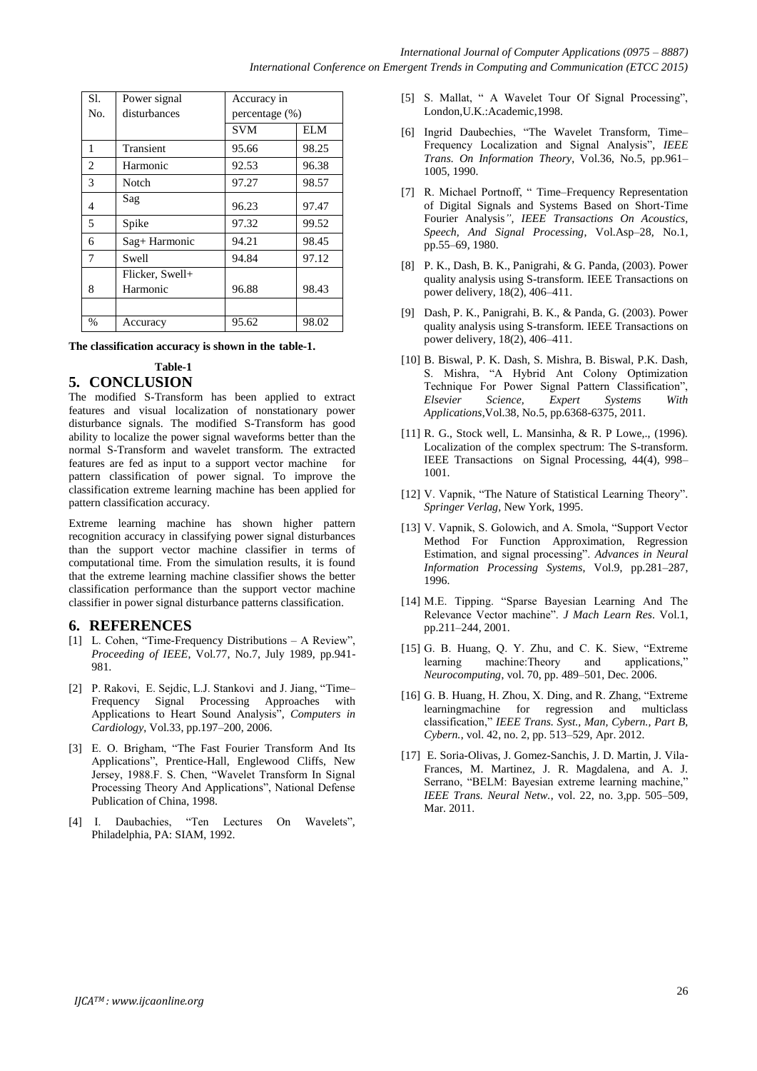| Sl. No. | Power signal disturbances | Accuracy in percentage (%) | |
|---|---|---|---|
| | | SVM | ELM |
| 1 | Transient | 95.66 | 98.25 |
| 2 | Harmonic | 92.53 | 96.38 |
| 3 | Notch | 97.27 | 98.57 |
| 4 | Sag | 96.23 | 97.47 |
| 5 | Spike | 97.32 | 99.52 |
| 6 | Sag+ Harmonic | 94.21 | 98.45 |
| 7 | Swell | 94.84 | 97.12 |
| 8 | Flicker, Swell+ Harmonic | 96.88 | 98.43 |
| | | | |
| % | Accuracy | 95.62 | 98.02 |

**The classification accuracy is shown in the table-1.**

**Table-1**

## 5. CONCLUSION

The modified S-Transform has been applied to extract features and visual localization of nonstationary power disturbance signals. The modified S-Transform has good ability to localize the power signal waveforms better than the normal S-Transform and wavelet transform. The extracted features are fed as input to a support vector machine for pattern classification of power signal. To improve the classification extreme learning machine has been applied for pattern classification accuracy.

Extreme learning machine has shown higher pattern recognition accuracy in classifying power signal disturbances than the support vector machine classifier in terms of computational time. From the simulation results, it is found that the extreme learning machine classifier shows the better classification performance than the support vector machine classifier in power signal disturbance patterns classification.

## 6. REFERENCES

[1] L. Cohen, "Time-Frequency Distributions – A Review", *Proceeding of IEEE*, Vol.77, No.7, July 1989, pp.941-981.

[2] P. Rakovi, E. Sejdic, L.J. Stankovi and J. Jiang, "Time–Frequency Signal Processing Approaches with Applications to Heart Sound Analysis", *Computers in Cardiology*, Vol.33, pp.197–200, 2006.

[3] E. O. Brigham, "The Fast Fourier Transform And Its Applications", Prentice-Hall, Englewood Cliffs, New Jersey, 1988.F. S. Chen, "Wavelet Transform In Signal Processing Theory And Applications", National Defense Publication of China, 1998.

[4] I. Daubachies, "Ten Lectures On Wavelets", Philadelphia, PA: SIAM, 1992.

[5] S. Mallat, " A Wavelet Tour Of Signal Processing", London,U.K.:Academic,1998.

[6] Ingrid Daubechies, "The Wavelet Transform, Time–Frequency Localization and Signal Analysis", *IEEE Trans. On Information Theory*, Vol.36, No.5, pp.961–1005, 1990.

[7] R. Michael Portnoff, " Time–Frequency Representation of Digital Signals and Systems Based on Short-Time Fourier Analysis", *IEEE Transactions On Acoustics, Speech, And Signal Processing*, Vol.Asp–28, No.1, pp.55–69, 1980.

[8] P. K., Dash, B. K., Panigrahi, & G. Panda, (2003). Power quality analysis using S-transform. IEEE Transactions on power delivery, 18(2), 406–411.

[9] Dash, P. K., Panigrahi, B. K., & Panda, G. (2003). Power quality analysis using S-transform. IEEE Transactions on power delivery, 18(2), 406–411.

[10] B. Biswal, P. K. Dash, S. Mishra, B. Biswal, P.K. Dash, S. Mishra, "A Hybrid Ant Colony Optimization Technique For Power Signal Pattern Classification", *Elsevier Science, Expert Systems With Applications*,Vol.38, No.5, pp.6368-6375, 2011.

[11] R. G., Stock well, L. Mansinha, & R. P Lowe,., (1996). Localization of the complex spectrum: The S-transform. IEEE Transactions on Signal Processing, 44(4), 998–1001.

[12] V. Vapnik, "The Nature of Statistical Learning Theory". *Springer Verlag*, New York, 1995.

[13] V. Vapnik, S. Golowich, and A. Smola, "Support Vector Method For Function Approximation, Regression Estimation, and signal processing". *Advances in Neural Information Processing Systems*, Vol.9, pp.281–287, 1996.

[14] M.E. Tipping. "Sparse Bayesian Learning And The Relevance Vector machine". *J Mach Learn Res*. Vol.1, pp.211–244, 2001.

[15] G. B. Huang, Q. Y. Zhu, and C. K. Siew, "Extreme learning machine:Theory and applications," *Neurocomputing*, vol. 70, pp. 489–501, Dec. 2006.

[16] G. B. Huang, H. Zhou, X. Ding, and R. Zhang, "Extreme learningmachine for regression and multiclass classification," *IEEE Trans. Syst., Man, Cybern., Part B, Cybern.*, vol. 42, no. 2, pp. 513–529, Apr. 2012.

[17] E. Soria-Olivas, J. Gomez-Sanchis, J. D. Martin, J. Vila-Frances, M. Martinez, J. R. Magdalena, and A. J. Serrano, "BELM: Bayesian extreme learning machine," *IEEE Trans. Neural Netw.*, vol. 22, no. 3,pp. 505–509, Mar. 2011.